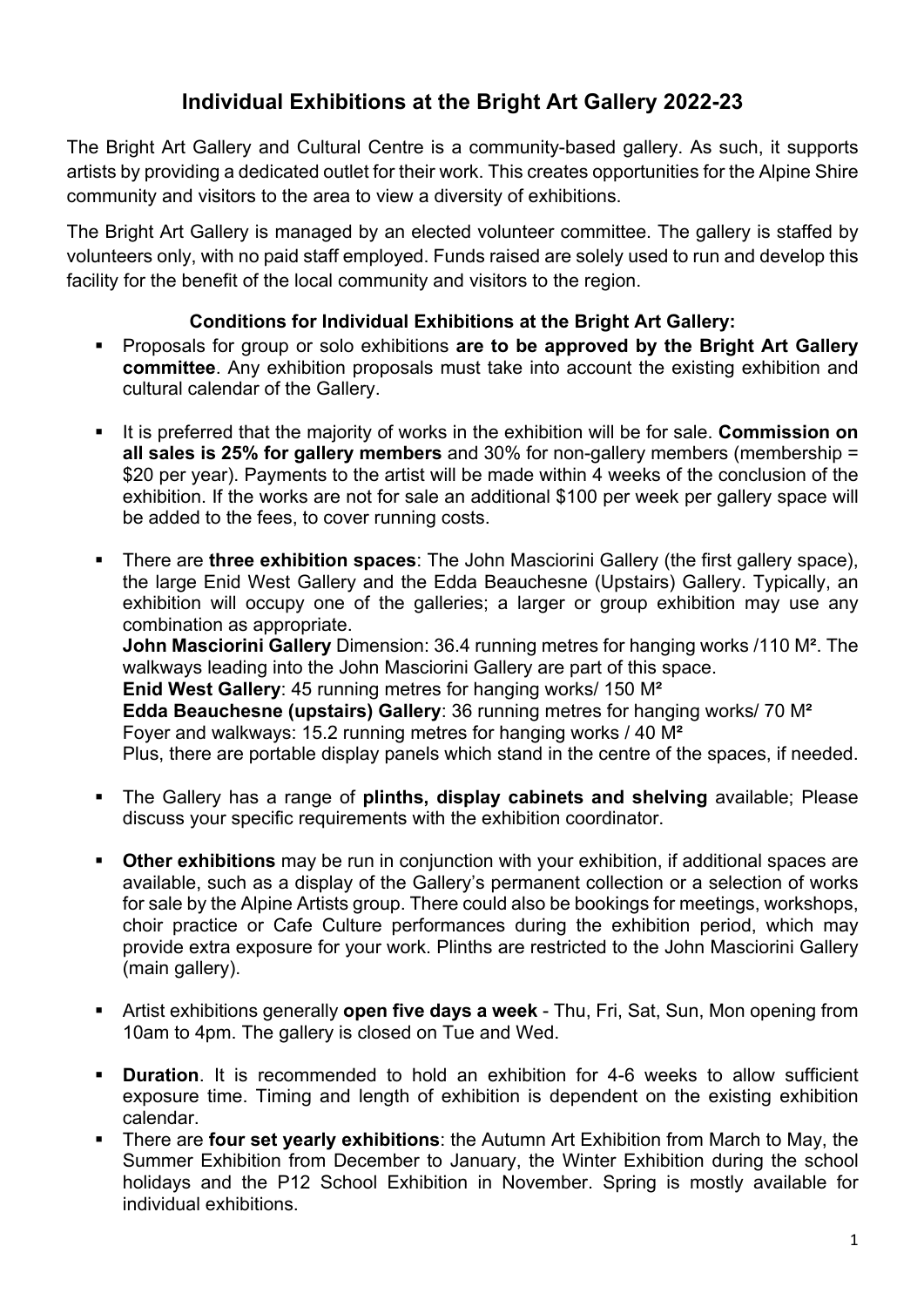# Individual Exhibitions at the Bright Art Gallery 2022-23

The Bright Art Gallery and Cultural Centre is a community-based gallery. As such, it supports artists by providing a dedicated outlet for their work. This creates opportunities for the Alpine Shire community and visitors to the area to view a diversity of exhibitions.

The Bright Art Gallery is managed by an elected volunteer committee. The gallery is staffed by volunteers only, with no paid staff employed. Funds raised are solely used to run and develop this facility for the benefit of the local community and visitors to the region.

### Conditions for Individual Exhibitions at the Bright Art Gallery:

- Proposals for group or solo exhibitions **are to be approved by the Bright Art Gallery committee**. Any exhibition proposals must take into account the existing exhibition and cultural calendar of the Gallery.

- It is preferred that the majority of works in the exhibition will be for sale. **Commission on all sales is 25% for gallery members** and 30% for non-gallery members (membership = $20 per year). Payments to the artist will be made within 4 weeks of the conclusion of the exhibition. If the works are not for sale an additional $100 per week per gallery space will be added to the fees, to cover running costs.

- There are **three exhibition spaces**: The John Masciorini Gallery (the first gallery space), the large Enid West Gallery and the Edda Beauchesne (Upstairs) Gallery. Typically, an exhibition will occupy one of the galleries; a larger or group exhibition may use any combination as appropriate.
  **John Masciorini Gallery** Dimension: 36.4 running metres for hanging works /110 M². The walkways leading into the John Masciorini Gallery are part of this space.
  **Enid West Gallery**: 45 running metres for hanging works/ 150 M²
  **Edda Beauchesne (upstairs) Gallery**: 36 running metres for hanging works/ 70 M²
  Foyer and walkways: 15.2 running metres for hanging works / 40 M²
  Plus, there are portable display panels which stand in the centre of the spaces, if needed.

- The Gallery has a range of **plinths, display cabinets and shelving** available; Please discuss your specific requirements with the exhibition coordinator.

- **Other exhibitions** may be run in conjunction with your exhibition, if additional spaces are available, such as a display of the Gallery's permanent collection or a selection of works for sale by the Alpine Artists group. There could also be bookings for meetings, workshops, choir practice or Cafe Culture performances during the exhibition period, which may provide extra exposure for your work. Plinths are restricted to the John Masciorini Gallery (main gallery).

- Artist exhibitions generally **open five days a week** - Thu, Fri, Sat, Sun, Mon opening from 10am to 4pm. The gallery is closed on Tue and Wed.

- **Duration**. It is recommended to hold an exhibition for 4-6 weeks to allow sufficient exposure time. Timing and length of exhibition is dependent on the existing exhibition calendar.
- There are **four set yearly exhibitions**: the Autumn Art Exhibition from March to May, the Summer Exhibition from December to January, the Winter Exhibition during the school holidays and the P12 School Exhibition in November. Spring is mostly available for individual exhibitions.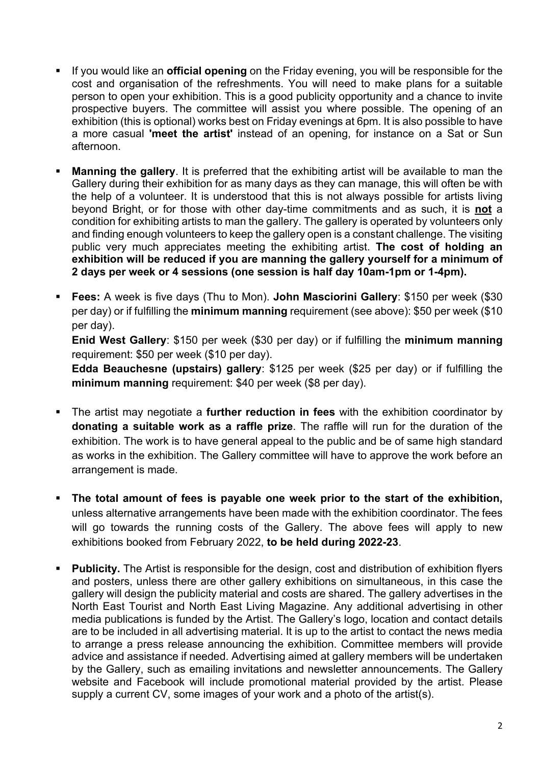- If you would like an **official opening** on the Friday evening, you will be responsible for the cost and organisation of the refreshments. You will need to make plans for a suitable person to open your exhibition. This is a good publicity opportunity and a chance to invite prospective buyers. The committee will assist you where possible. The opening of an exhibition (this is optional) works best on Friday evenings at 6pm. It is also possible to have a more casual **'meet the artist'** instead of an opening, for instance on a Sat or Sun afternoon.

- **Manning the gallery**. It is preferred that the exhibiting artist will be available to man the Gallery during their exhibition for as many days as they can manage, this will often be with the help of a volunteer. It is understood that this is not always possible for artists living beyond Bright, or for those with other day-time commitments and as such, it is <u>**not**</u> a condition for exhibiting artists to man the gallery. The gallery is operated by volunteers only and finding enough volunteers to keep the gallery open is a constant challenge. The visiting public very much appreciates meeting the exhibiting artist. **The cost of holding an exhibition will be reduced if you are manning the gallery yourself for a minimum of 2 days per week or 4 sessions (one session is half day 10am-1pm or 1-4pm).**

- **Fees:** A week is five days (Thu to Mon). **John Masciorini Gallery**: $150 per week ($30 per day) or if fulfilling the **minimum manning** requirement (see above): $50 per week ($10 per day).

  **Enid West Gallery**: $150 per week ($30 per day) or if fulfilling the **minimum manning** requirement: $50 per week ($10 per day).

  **Edda Beauchesne (upstairs) gallery**: $125 per week ($25 per day) or if fulfilling the **minimum manning** requirement: $40 per week ($8 per day).

- The artist may negotiate a **further reduction in fees** with the exhibition coordinator by **donating a suitable work as a raffle prize**. The raffle will run for the duration of the exhibition. The work is to have general appeal to the public and be of same high standard as works in the exhibition. The Gallery committee will have to approve the work before an arrangement is made.

- **The total amount of fees is payable one week prior to the start of the exhibition,** unless alternative arrangements have been made with the exhibition coordinator. The fees will go towards the running costs of the Gallery. The above fees will apply to new exhibitions booked from February 2022, **to be held during 2022-23**.

- **Publicity.** The Artist is responsible for the design, cost and distribution of exhibition flyers and posters, unless there are other gallery exhibitions on simultaneous, in this case the gallery will design the publicity material and costs are shared. The gallery advertises in the North East Tourist and North East Living Magazine. Any additional advertising in other media publications is funded by the Artist. The Gallery's logo, location and contact details are to be included in all advertising material. It is up to the artist to contact the news media to arrange a press release announcing the exhibition. Committee members will provide advice and assistance if needed. Advertising aimed at gallery members will be undertaken by the Gallery, such as emailing invitations and newsletter announcements. The Gallery website and Facebook will include promotional material provided by the artist. Please supply a current CV, some images of your work and a photo of the artist(s).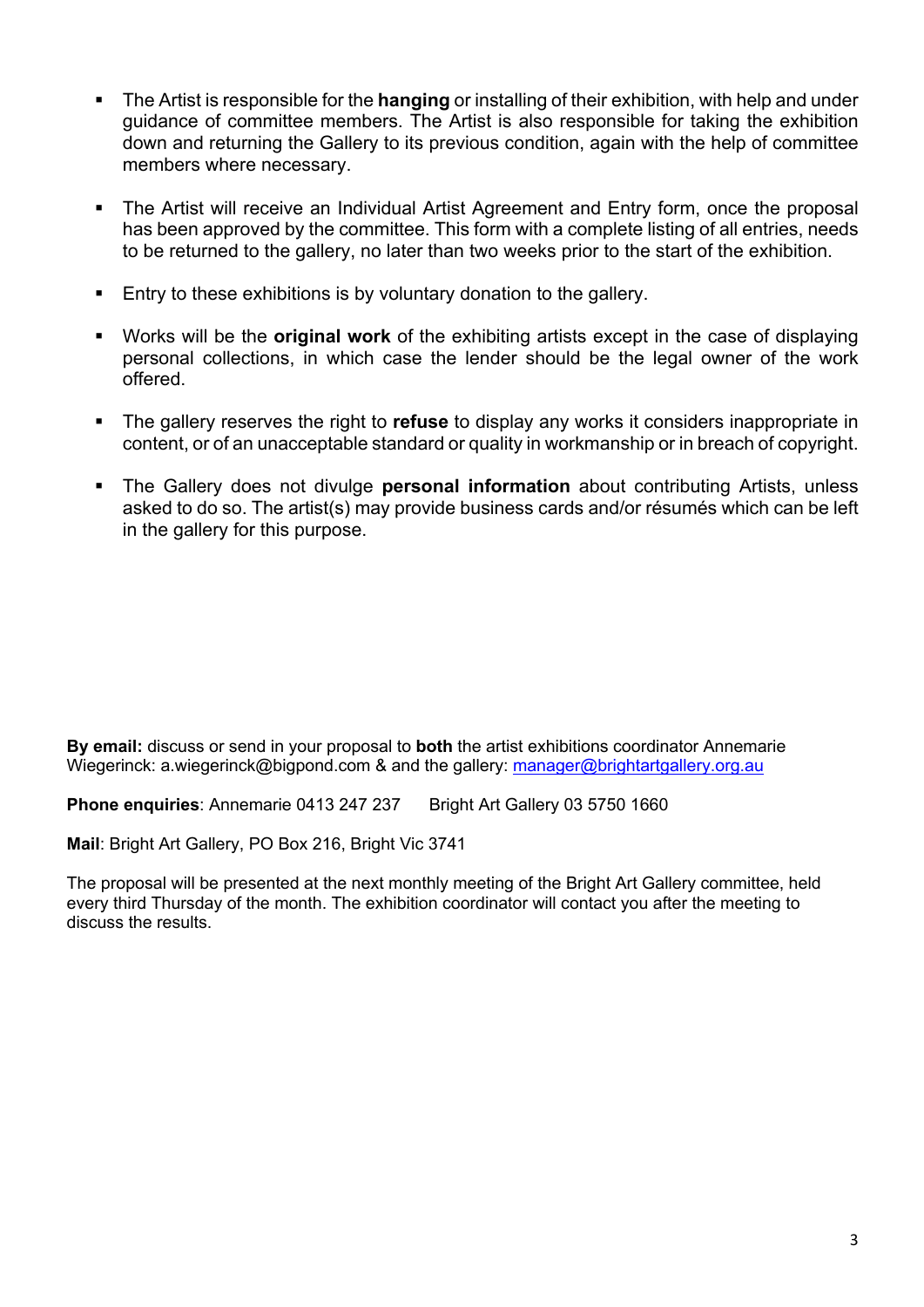- The Artist is responsible for the **hanging** or installing of their exhibition, with help and under guidance of committee members. The Artist is also responsible for taking the exhibition down and returning the Gallery to its previous condition, again with the help of committee members where necessary.

- The Artist will receive an Individual Artist Agreement and Entry form, once the proposal has been approved by the committee. This form with a complete listing of all entries, needs to be returned to the gallery, no later than two weeks prior to the start of the exhibition.

- Entry to these exhibitions is by voluntary donation to the gallery.

- Works will be the **original work** of the exhibiting artists except in the case of displaying personal collections, in which case the lender should be the legal owner of the work offered.

- The gallery reserves the right to **refuse** to display any works it considers inappropriate in content, or of an unacceptable standard or quality in workmanship or in breach of copyright.

- The Gallery does not divulge **personal information** about contributing Artists, unless asked to do so. The artist(s) may provide business cards and/or résumés which can be left in the gallery for this purpose.

**By email:** discuss or send in your proposal to **both** the artist exhibitions coordinator Annemarie Wiegerinck: a.wiegerinck@bigpond.com & and the gallery: manager@brightartgallery.org.au

**Phone enquiries**: Annemarie 0413 247 237     Bright Art Gallery 03 5750 1660

**Mail**: Bright Art Gallery, PO Box 216, Bright Vic 3741

The proposal will be presented at the next monthly meeting of the Bright Art Gallery committee, held every third Thursday of the month. The exhibition coordinator will contact you after the meeting to discuss the results.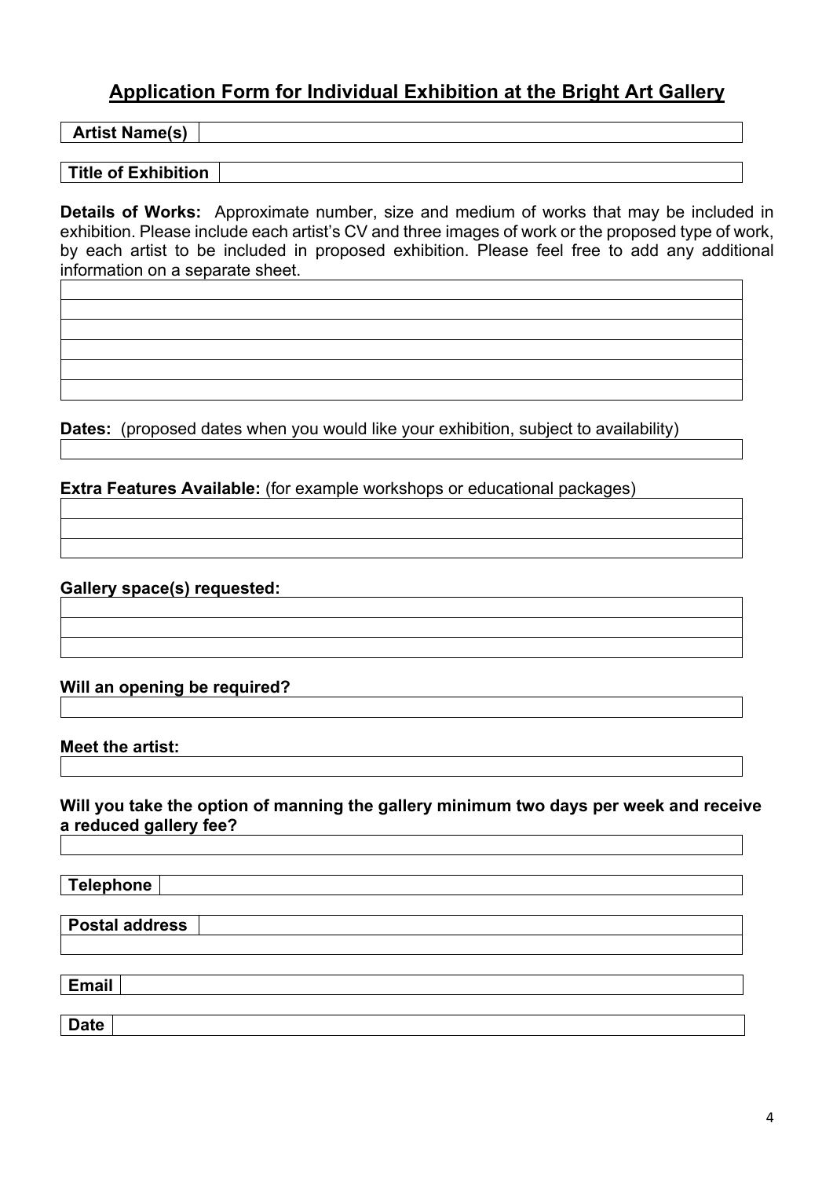## Application Form for Individual Exhibition at the Bright Art Gallery

| | |
|---|---|
| **Artist Name(s)** | |

| | |
|---|---|
| **Title of Exhibition** | |

**Details of Works:** Approximate number, size and medium of works that may be included in exhibition. Please include each artist's CV and three images of work or the proposed type of work, by each artist to be included in proposed exhibition. Please feel free to add any additional information on a separate sheet.

**Dates:** (proposed dates when you would like your exhibition, subject to availability)

**Extra Features Available:** (for example workshops or educational packages)

**Gallery space(s) requested:**

**Will an opening be required?**

**Meet the artist:**

**Will you take the option of manning the gallery minimum two days per week and receive a reduced gallery fee?**

| | |
|---|---|
| **Telephone** | |

| | |
|---|---|
| **Postal address** | |
| | |

| | |
|---|---|
| **Email** | |

| | |
|---|---|
| **Date** | |